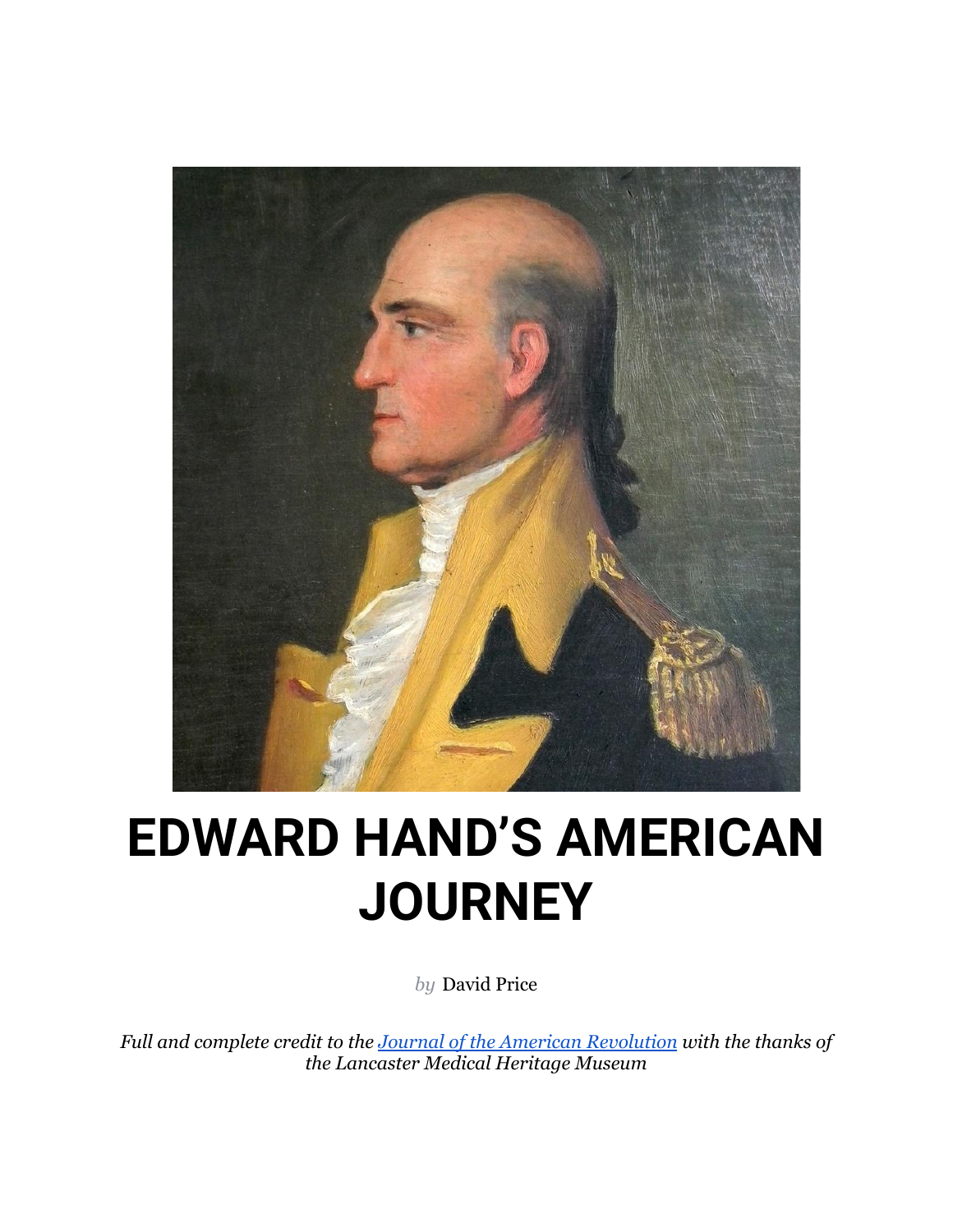# EDWARD HAND'S AMERICAN JOURNEY

*by* David Price

*Full and complete credit to the [Journal of the American Revolution](Journal of the American Revolution) with the thanks of the Lancaster Medical Heritage Museum*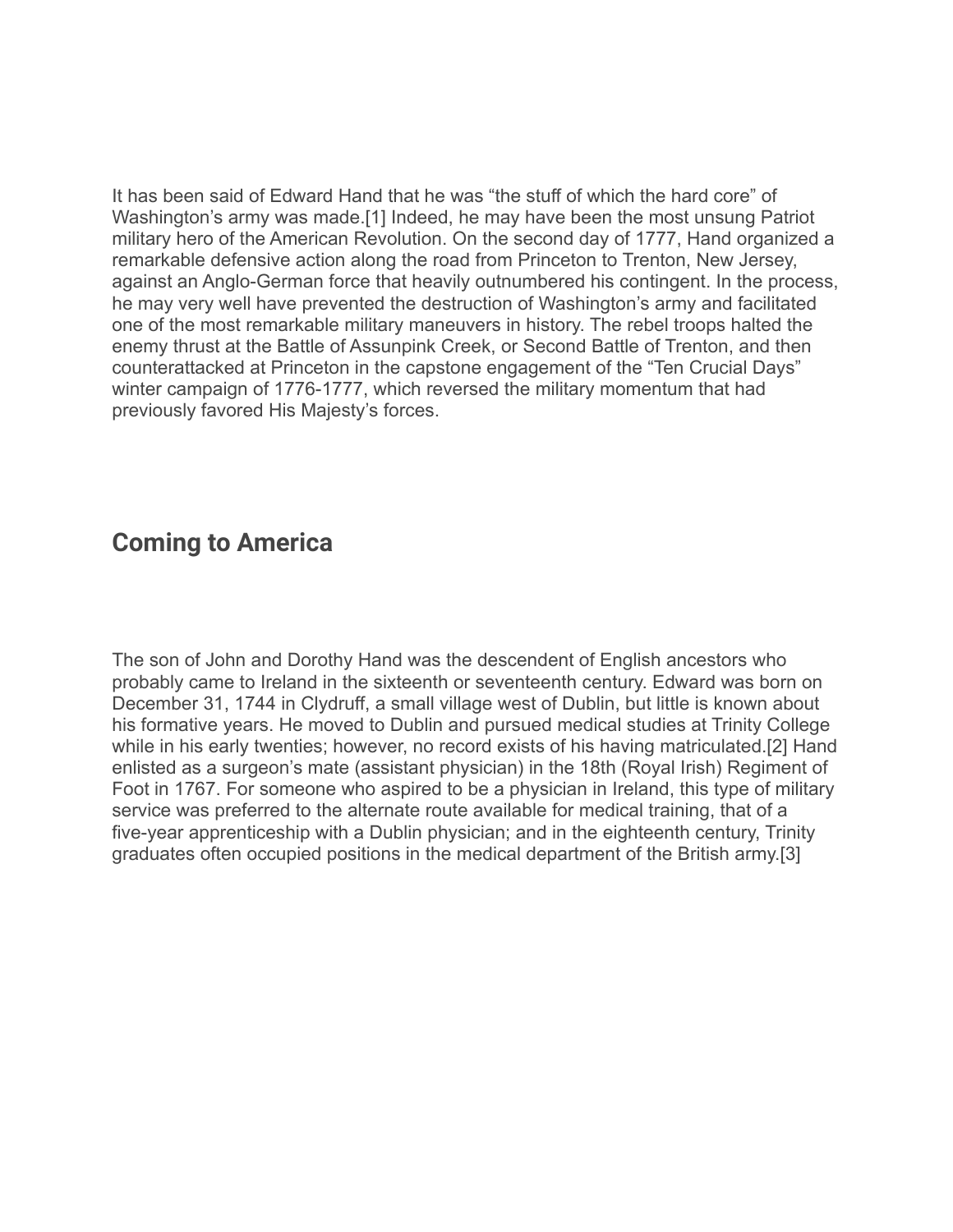It has been said of Edward Hand that he was “the stuff of which the hard core” of Washington’s army was made.[1] Indeed, he may have been the most unsung Patriot military hero of the American Revolution. On the second day of 1777, Hand organized a remarkable defensive action along the road from Princeton to Trenton, New Jersey, against an Anglo-German force that heavily outnumbered his contingent. In the process, he may very well have prevented the destruction of Washington’s army and facilitated one of the most remarkable military maneuvers in history. The rebel troops halted the enemy thrust at the Battle of Assunpink Creek, or Second Battle of Trenton, and then counterattacked at Princeton in the capstone engagement of the “Ten Crucial Days” winter campaign of 1776-1777, which reversed the military momentum that had previously favored His Majesty’s forces.

## Coming to America

The son of John and Dorothy Hand was the descendent of English ancestors who probably came to Ireland in the sixteenth or seventeenth century. Edward was born on December 31, 1744 in Clydruff, a small village west of Dublin, but little is known about his formative years. He moved to Dublin and pursued medical studies at Trinity College while in his early twenties; however, no record exists of his having matriculated.[2] Hand enlisted as a surgeon’s mate (assistant physician) in the 18th (Royal Irish) Regiment of Foot in 1767. For someone who aspired to be a physician in Ireland, this type of military service was preferred to the alternate route available for medical training, that of a five-year apprenticeship with a Dublin physician; and in the eighteenth century, Trinity graduates often occupied positions in the medical department of the British army.[3]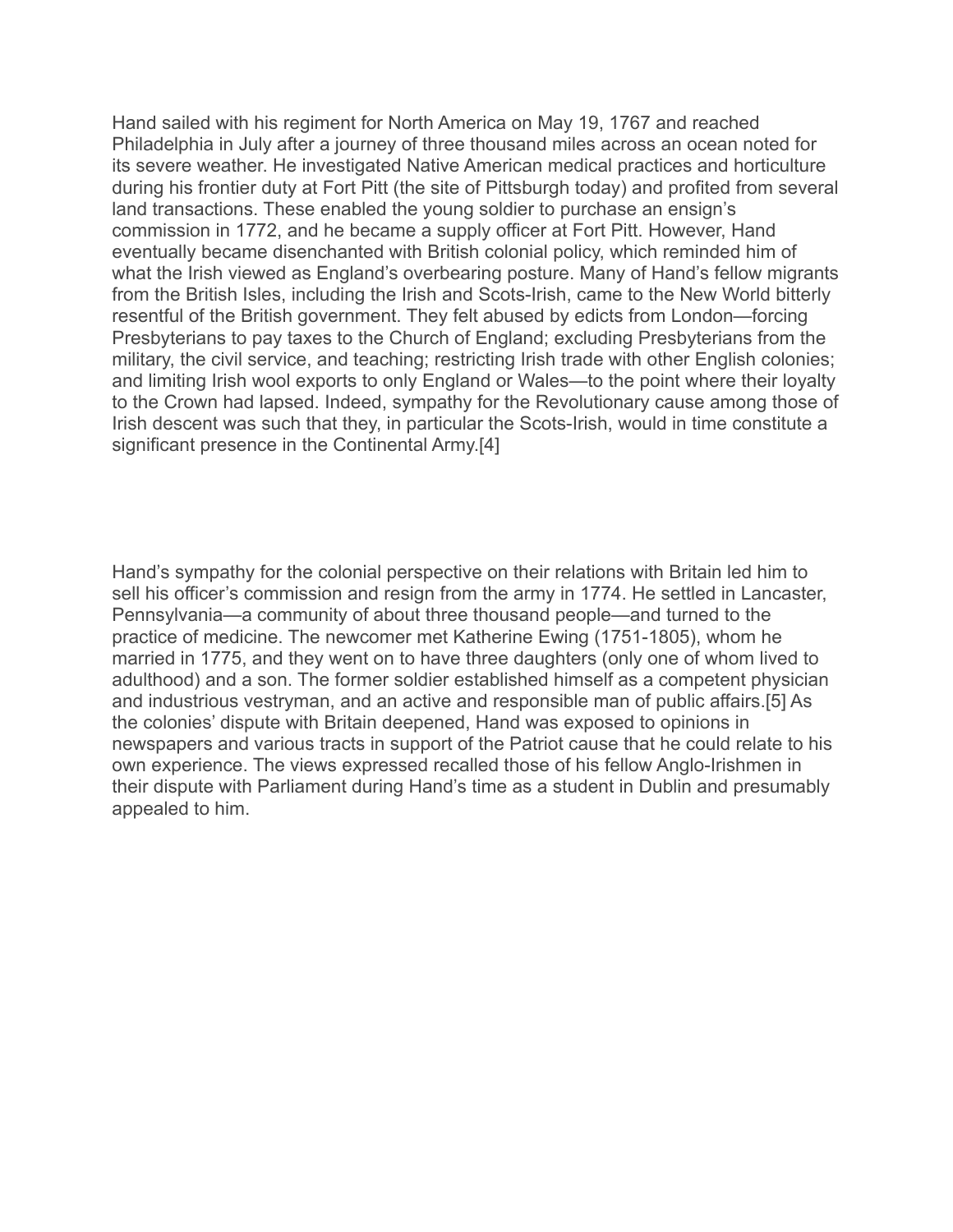Hand sailed with his regiment for North America on May 19, 1767 and reached Philadelphia in July after a journey of three thousand miles across an ocean noted for its severe weather. He investigated Native American medical practices and horticulture during his frontier duty at Fort Pitt (the site of Pittsburgh today) and profited from several land transactions. These enabled the young soldier to purchase an ensign's commission in 1772, and he became a supply officer at Fort Pitt. However, Hand eventually became disenchanted with British colonial policy, which reminded him of what the Irish viewed as England's overbearing posture. Many of Hand's fellow migrants from the British Isles, including the Irish and Scots-Irish, came to the New World bitterly resentful of the British government. They felt abused by edicts from London—forcing Presbyterians to pay taxes to the Church of England; excluding Presbyterians from the military, the civil service, and teaching; restricting Irish trade with other English colonies; and limiting Irish wool exports to only England or Wales—to the point where their loyalty to the Crown had lapsed. Indeed, sympathy for the Revolutionary cause among those of Irish descent was such that they, in particular the Scots-Irish, would in time constitute a significant presence in the Continental Army.[4]

Hand's sympathy for the colonial perspective on their relations with Britain led him to sell his officer's commission and resign from the army in 1774. He settled in Lancaster, Pennsylvania—a community of about three thousand people—and turned to the practice of medicine. The newcomer met Katherine Ewing (1751-1805), whom he married in 1775, and they went on to have three daughters (only one of whom lived to adulthood) and a son. The former soldier established himself as a competent physician and industrious vestryman, and an active and responsible man of public affairs.[5] As the colonies' dispute with Britain deepened, Hand was exposed to opinions in newspapers and various tracts in support of the Patriot cause that he could relate to his own experience. The views expressed recalled those of his fellow Anglo-Irishmen in their dispute with Parliament during Hand's time as a student in Dublin and presumably appealed to him.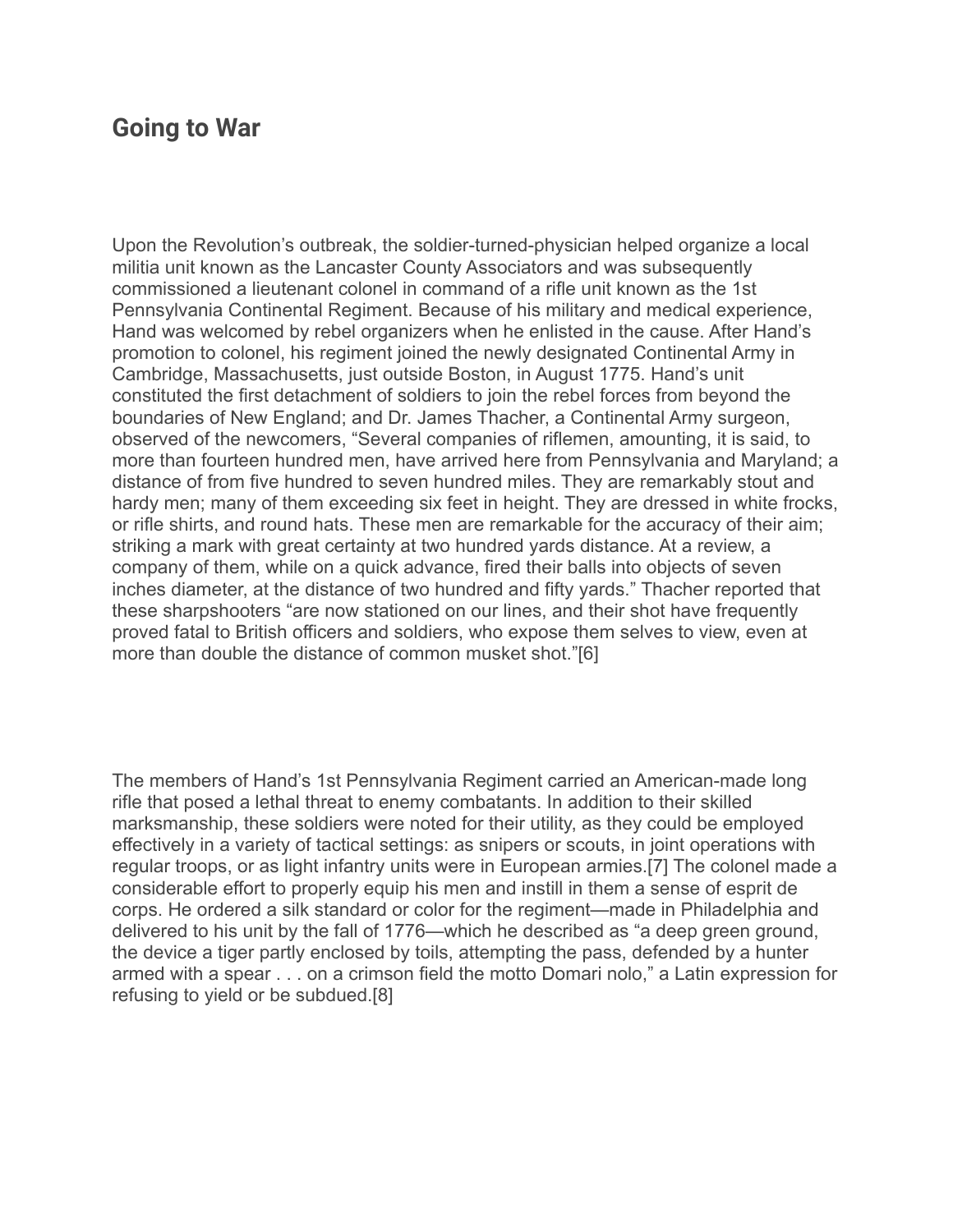## Going to War

Upon the Revolution's outbreak, the soldier-turned-physician helped organize a local militia unit known as the Lancaster County Associators and was subsequently commissioned a lieutenant colonel in command of a rifle unit known as the 1st Pennsylvania Continental Regiment. Because of his military and medical experience, Hand was welcomed by rebel organizers when he enlisted in the cause. After Hand's promotion to colonel, his regiment joined the newly designated Continental Army in Cambridge, Massachusetts, just outside Boston, in August 1775. Hand's unit constituted the first detachment of soldiers to join the rebel forces from beyond the boundaries of New England; and Dr. James Thacher, a Continental Army surgeon, observed of the newcomers, "Several companies of riflemen, amounting, it is said, to more than fourteen hundred men, have arrived here from Pennsylvania and Maryland; a distance of from five hundred to seven hundred miles. They are remarkably stout and hardy men; many of them exceeding six feet in height. They are dressed in white frocks, or rifle shirts, and round hats. These men are remarkable for the accuracy of their aim; striking a mark with great certainty at two hundred yards distance. At a review, a company of them, while on a quick advance, fired their balls into objects of seven inches diameter, at the distance of two hundred and fifty yards." Thacher reported that these sharpshooters "are now stationed on our lines, and their shot have frequently proved fatal to British officers and soldiers, who expose them selves to view, even at more than double the distance of common musket shot."[6]

The members of Hand's 1st Pennsylvania Regiment carried an American-made long rifle that posed a lethal threat to enemy combatants. In addition to their skilled marksmanship, these soldiers were noted for their utility, as they could be employed effectively in a variety of tactical settings: as snipers or scouts, in joint operations with regular troops, or as light infantry units were in European armies.[7] The colonel made a considerable effort to properly equip his men and instill in them a sense of esprit de corps. He ordered a silk standard or color for the regiment—made in Philadelphia and delivered to his unit by the fall of 1776—which he described as "a deep green ground, the device a tiger partly enclosed by toils, attempting the pass, defended by a hunter armed with a spear . . . on a crimson field the motto Domari nolo," a Latin expression for refusing to yield or be subdued.[8]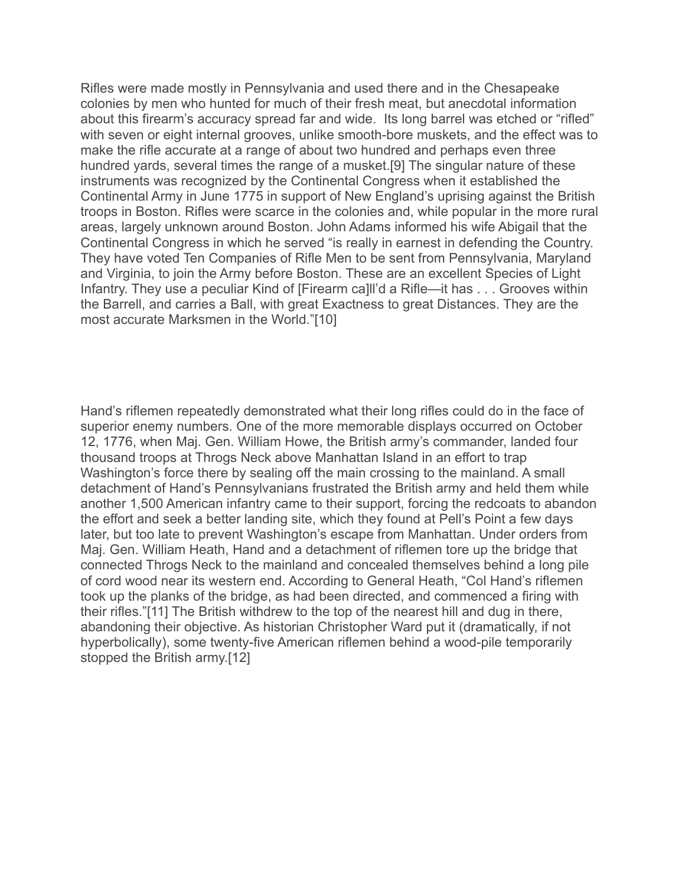Rifles were made mostly in Pennsylvania and used there and in the Chesapeake colonies by men who hunted for much of their fresh meat, but anecdotal information about this firearm's accuracy spread far and wide.  Its long barrel was etched or "rifled" with seven or eight internal grooves, unlike smooth-bore muskets, and the effect was to make the rifle accurate at a range of about two hundred and perhaps even three hundred yards, several times the range of a musket.[9] The singular nature of these instruments was recognized by the Continental Congress when it established the Continental Army in June 1775 in support of New England's uprising against the British troops in Boston. Rifles were scarce in the colonies and, while popular in the more rural areas, largely unknown around Boston. John Adams informed his wife Abigail that the Continental Congress in which he served "is really in earnest in defending the Country. They have voted Ten Companies of Rifle Men to be sent from Pennsylvania, Maryland and Virginia, to join the Army before Boston. These are an excellent Species of Light Infantry. They use a peculiar Kind of [Firearm ca]ll'd a Rifle—it has . . . Grooves within the Barrell, and carries a Ball, with great Exactness to great Distances. They are the most accurate Marksmen in the World."[10]

Hand's riflemen repeatedly demonstrated what their long rifles could do in the face of superior enemy numbers. One of the more memorable displays occurred on October 12, 1776, when Maj. Gen. William Howe, the British army's commander, landed four thousand troops at Throgs Neck above Manhattan Island in an effort to trap Washington's force there by sealing off the main crossing to the mainland. A small detachment of Hand's Pennsylvanians frustrated the British army and held them while another 1,500 American infantry came to their support, forcing the redcoats to abandon the effort and seek a better landing site, which they found at Pell's Point a few days later, but too late to prevent Washington's escape from Manhattan. Under orders from Maj. Gen. William Heath, Hand and a detachment of riflemen tore up the bridge that connected Throgs Neck to the mainland and concealed themselves behind a long pile of cord wood near its western end. According to General Heath, "Col Hand's riflemen took up the planks of the bridge, as had been directed, and commenced a firing with their rifles."[11] The British withdrew to the top of the nearest hill and dug in there, abandoning their objective. As historian Christopher Ward put it (dramatically, if not hyperbolically), some twenty-five American riflemen behind a wood-pile temporarily stopped the British army.[12]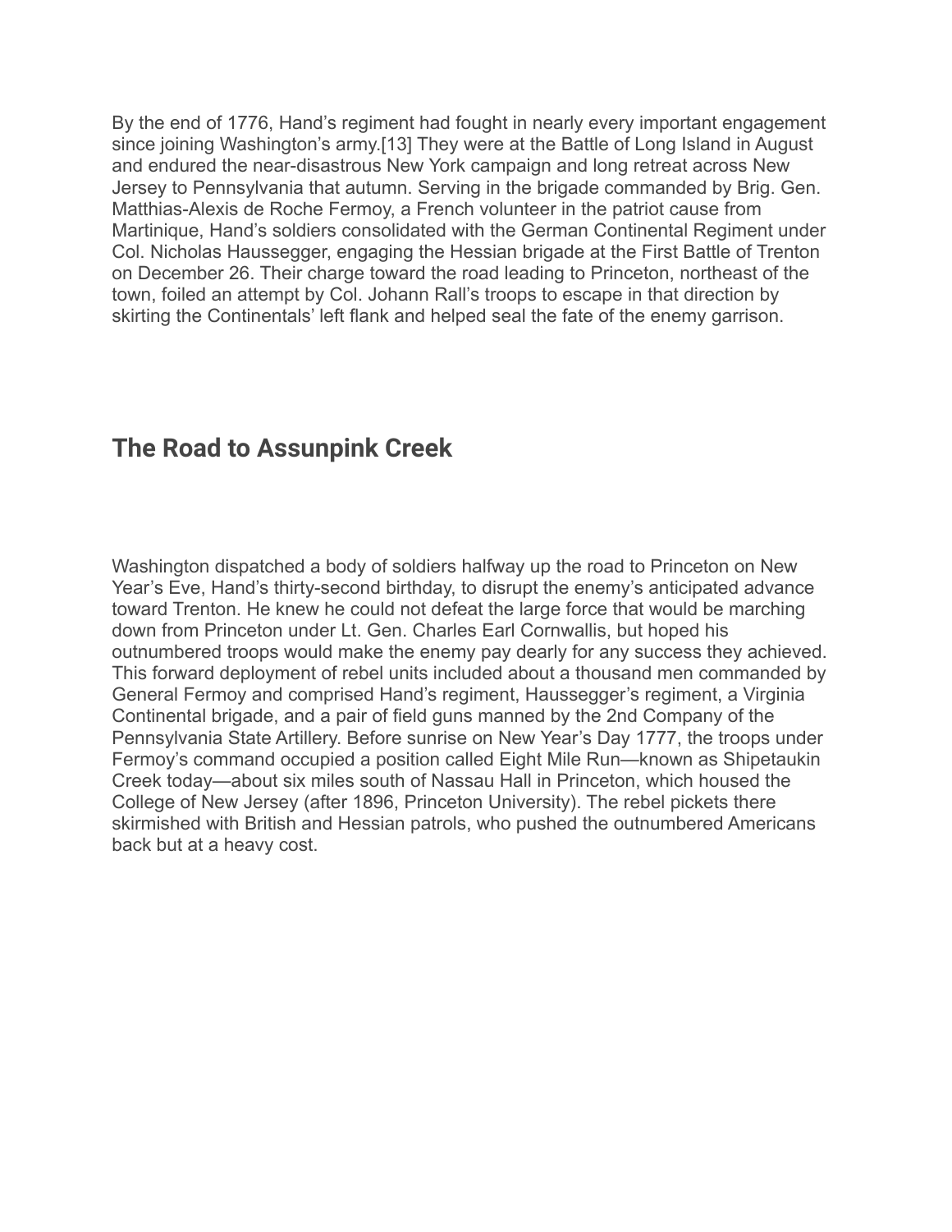By the end of 1776, Hand's regiment had fought in nearly every important engagement since joining Washington's army.[13] They were at the Battle of Long Island in August and endured the near-disastrous New York campaign and long retreat across New Jersey to Pennsylvania that autumn. Serving in the brigade commanded by Brig. Gen. Matthias-Alexis de Roche Fermoy, a French volunteer in the patriot cause from Martinique, Hand's soldiers consolidated with the German Continental Regiment under Col. Nicholas Haussegger, engaging the Hessian brigade at the First Battle of Trenton on December 26. Their charge toward the road leading to Princeton, northeast of the town, foiled an attempt by Col. Johann Rall's troops to escape in that direction by skirting the Continentals' left flank and helped seal the fate of the enemy garrison.

## The Road to Assunpink Creek

Washington dispatched a body of soldiers halfway up the road to Princeton on New Year's Eve, Hand's thirty-second birthday, to disrupt the enemy's anticipated advance toward Trenton. He knew he could not defeat the large force that would be marching down from Princeton under Lt. Gen. Charles Earl Cornwallis, but hoped his outnumbered troops would make the enemy pay dearly for any success they achieved. This forward deployment of rebel units included about a thousand men commanded by General Fermoy and comprised Hand's regiment, Haussegger's regiment, a Virginia Continental brigade, and a pair of field guns manned by the 2nd Company of the Pennsylvania State Artillery. Before sunrise on New Year's Day 1777, the troops under Fermoy's command occupied a position called Eight Mile Run—known as Shipetaukin Creek today—about six miles south of Nassau Hall in Princeton, which housed the College of New Jersey (after 1896, Princeton University). The rebel pickets there skirmished with British and Hessian patrols, who pushed the outnumbered Americans back but at a heavy cost.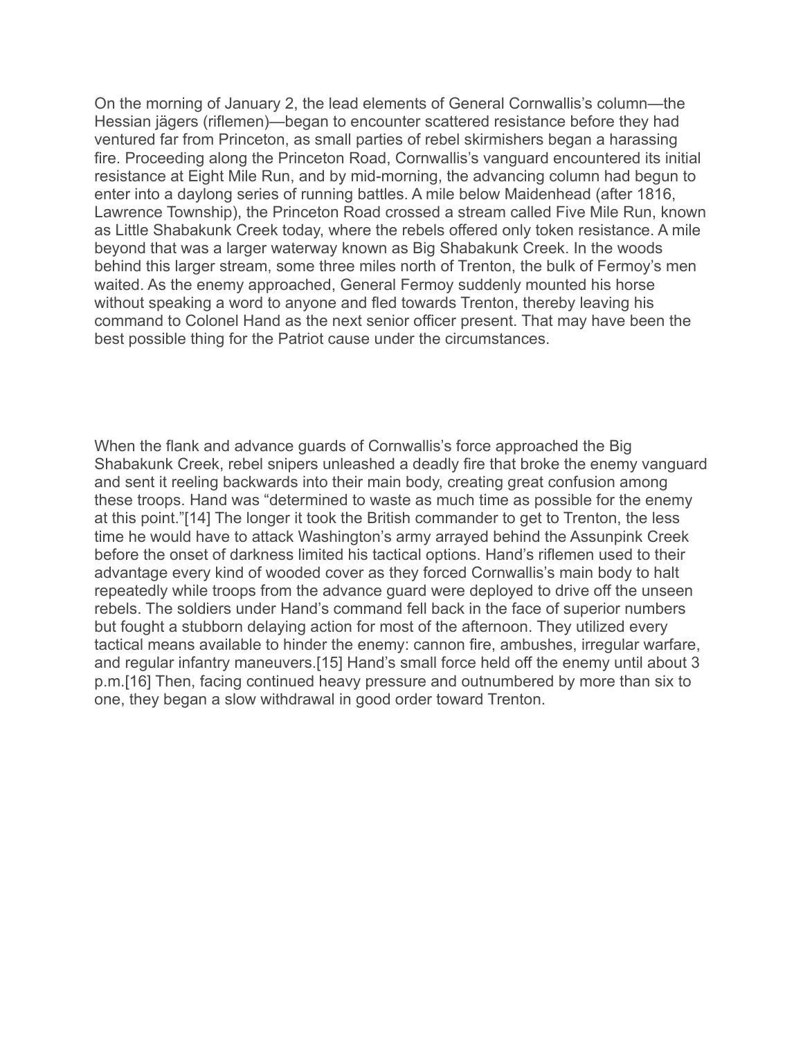On the morning of January 2, the lead elements of General Cornwallis's column—the Hessian jägers (riflemen)—began to encounter scattered resistance before they had ventured far from Princeton, as small parties of rebel skirmishers began a harassing fire. Proceeding along the Princeton Road, Cornwallis's vanguard encountered its initial resistance at Eight Mile Run, and by mid-morning, the advancing column had begun to enter into a daylong series of running battles. A mile below Maidenhead (after 1816, Lawrence Township), the Princeton Road crossed a stream called Five Mile Run, known as Little Shabakunk Creek today, where the rebels offered only token resistance. A mile beyond that was a larger waterway known as Big Shabakunk Creek. In the woods behind this larger stream, some three miles north of Trenton, the bulk of Fermoy's men waited. As the enemy approached, General Fermoy suddenly mounted his horse without speaking a word to anyone and fled towards Trenton, thereby leaving his command to Colonel Hand as the next senior officer present. That may have been the best possible thing for the Patriot cause under the circumstances.

When the flank and advance guards of Cornwallis's force approached the Big Shabakunk Creek, rebel snipers unleashed a deadly fire that broke the enemy vanguard and sent it reeling backwards into their main body, creating great confusion among these troops. Hand was "determined to waste as much time as possible for the enemy at this point."[14] The longer it took the British commander to get to Trenton, the less time he would have to attack Washington's army arrayed behind the Assunpink Creek before the onset of darkness limited his tactical options. Hand's riflemen used to their advantage every kind of wooded cover as they forced Cornwallis's main body to halt repeatedly while troops from the advance guard were deployed to drive off the unseen rebels. The soldiers under Hand's command fell back in the face of superior numbers but fought a stubborn delaying action for most of the afternoon. They utilized every tactical means available to hinder the enemy: cannon fire, ambushes, irregular warfare, and regular infantry maneuvers.[15] Hand's small force held off the enemy until about 3 p.m.[16] Then, facing continued heavy pressure and outnumbered by more than six to one, they began a slow withdrawal in good order toward Trenton.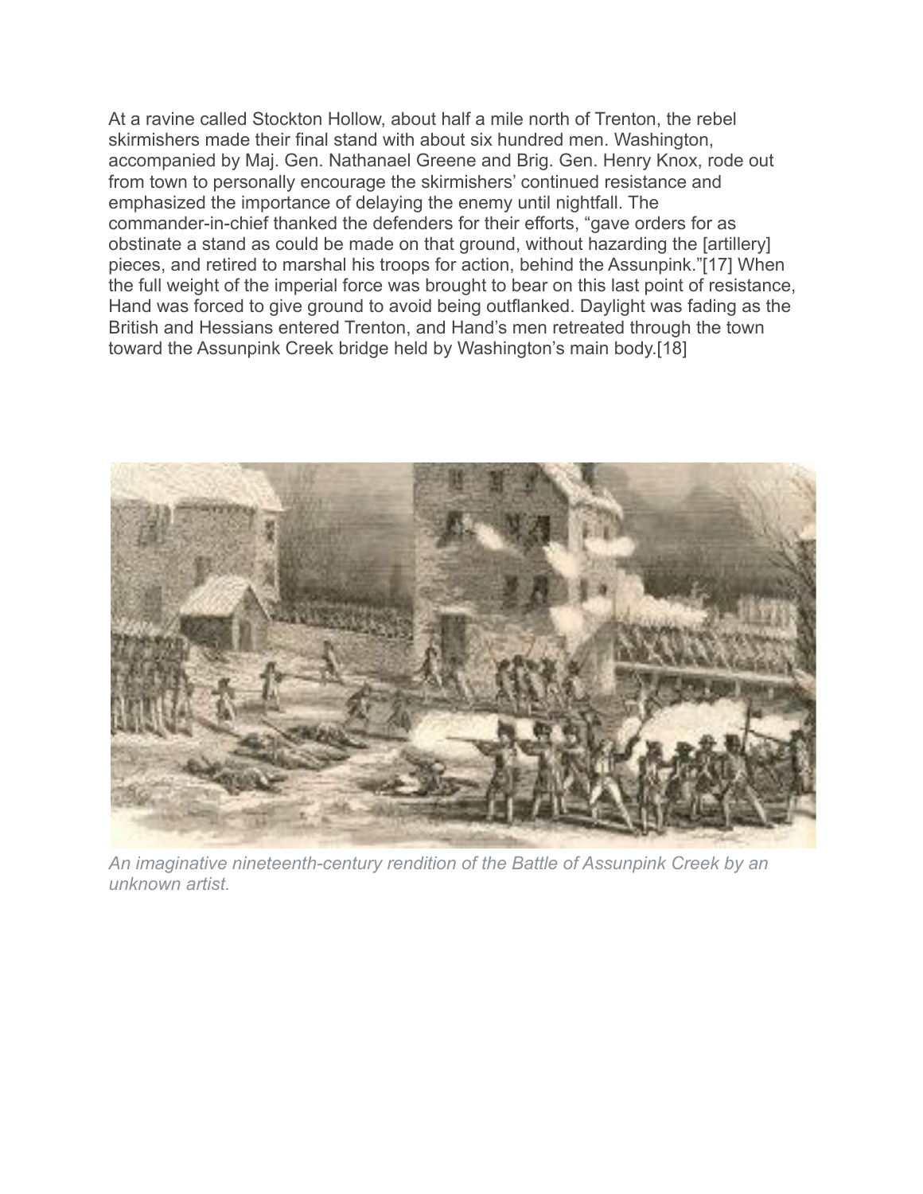At a ravine called Stockton Hollow, about half a mile north of Trenton, the rebel skirmishers made their final stand with about six hundred men. Washington, accompanied by Maj. Gen. Nathanael Greene and Brig. Gen. Henry Knox, rode out from town to personally encourage the skirmishers' continued resistance and emphasized the importance of delaying the enemy until nightfall. The commander-in-chief thanked the defenders for their efforts, "gave orders for as obstinate a stand as could be made on that ground, without hazarding the [artillery] pieces, and retired to marshal his troops for action, behind the Assunpink."[17] When the full weight of the imperial force was brought to bear on this last point of resistance, Hand was forced to give ground to avoid being outflanked. Daylight was fading as the British and Hessians entered Trenton, and Hand's men retreated through the town toward the Assunpink Creek bridge held by Washington's main body.[18]

*An imaginative nineteenth-century rendition of the Battle of Assunpink Creek by an unknown artist.*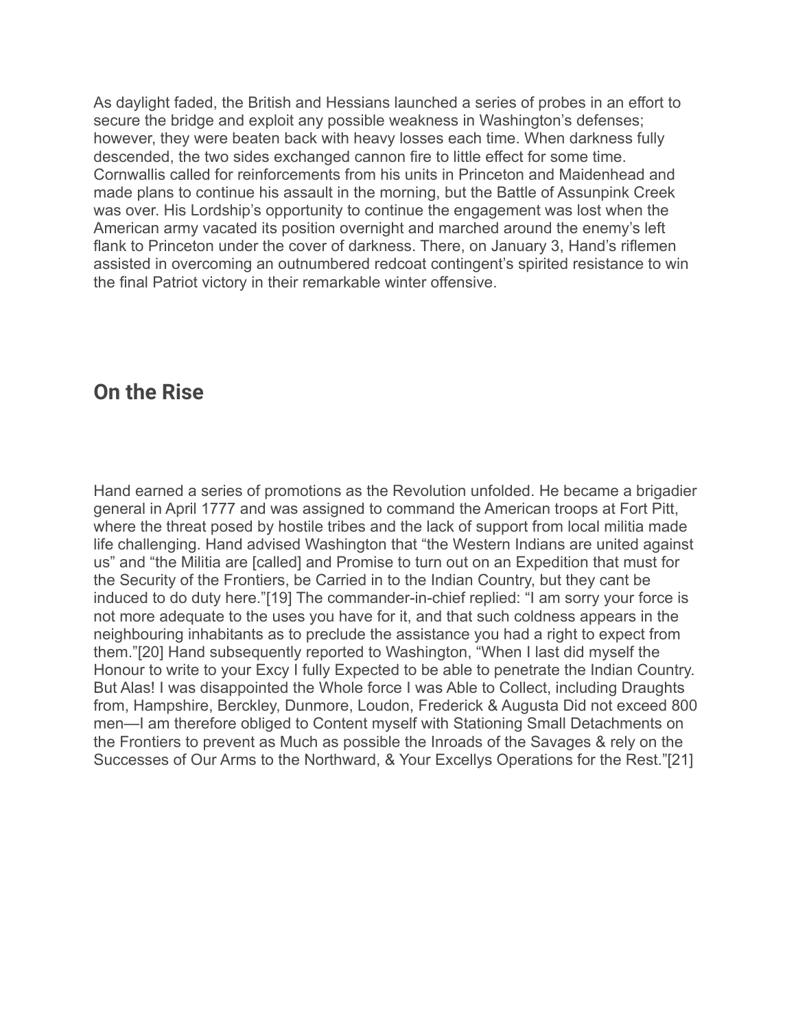As daylight faded, the British and Hessians launched a series of probes in an effort to secure the bridge and exploit any possible weakness in Washington's defenses; however, they were beaten back with heavy losses each time. When darkness fully descended, the two sides exchanged cannon fire to little effect for some time. Cornwallis called for reinforcements from his units in Princeton and Maidenhead and made plans to continue his assault in the morning, but the Battle of Assunpink Creek was over. His Lordship's opportunity to continue the engagement was lost when the American army vacated its position overnight and marched around the enemy's left flank to Princeton under the cover of darkness. There, on January 3, Hand's riflemen assisted in overcoming an outnumbered redcoat contingent's spirited resistance to win the final Patriot victory in their remarkable winter offensive.

## On the Rise

Hand earned a series of promotions as the Revolution unfolded. He became a brigadier general in April 1777 and was assigned to command the American troops at Fort Pitt, where the threat posed by hostile tribes and the lack of support from local militia made life challenging. Hand advised Washington that "the Western Indians are united against us" and "the Militia are [called] and Promise to turn out on an Expedition that must for the Security of the Frontiers, be Carried in to the Indian Country, but they cant be induced to do duty here."[19] The commander-in-chief replied: "I am sorry your force is not more adequate to the uses you have for it, and that such coldness appears in the neighbouring inhabitants as to preclude the assistance you had a right to expect from them."[20] Hand subsequently reported to Washington, "When I last did myself the Honour to write to your Excy I fully Expected to be able to penetrate the Indian Country. But Alas! I was disappointed the Whole force I was Able to Collect, including Draughts from, Hampshire, Berckley, Dunmore, Loudon, Frederick & Augusta Did not exceed 800 men—I am therefore obliged to Content myself with Stationing Small Detachments on the Frontiers to prevent as Much as possible the Inroads of the Savages & rely on the Successes of Our Arms to the Northward, & Your Excellys Operations for the Rest."[21]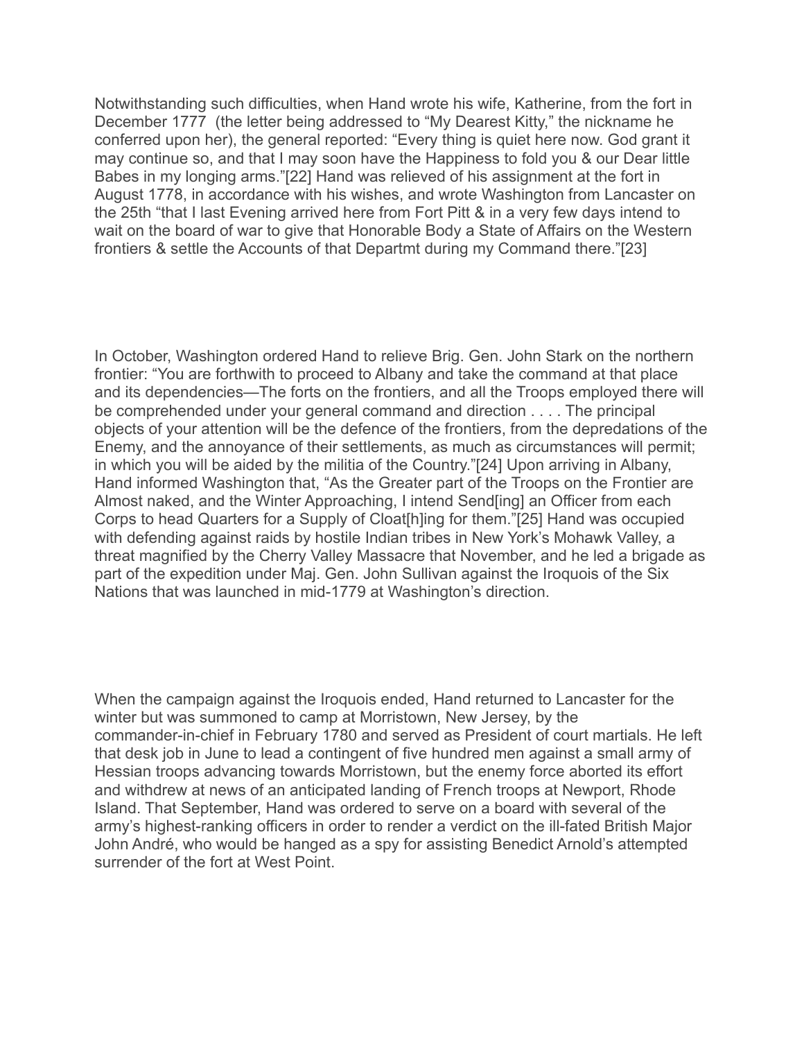Notwithstanding such difficulties, when Hand wrote his wife, Katherine, from the fort in December 1777 (the letter being addressed to "My Dearest Kitty," the nickname he conferred upon her), the general reported: "Every thing is quiet here now. God grant it may continue so, and that I may soon have the Happiness to fold you & our Dear little Babes in my longing arms."[22] Hand was relieved of his assignment at the fort in August 1778, in accordance with his wishes, and wrote Washington from Lancaster on the 25th "that I last Evening arrived here from Fort Pitt & in a very few days intend to wait on the board of war to give that Honorable Body a State of Affairs on the Western frontiers & settle the Accounts of that Departmt during my Command there."[23]

In October, Washington ordered Hand to relieve Brig. Gen. John Stark on the northern frontier: "You are forthwith to proceed to Albany and take the command at that place and its dependencies—The forts on the frontiers, and all the Troops employed there will be comprehended under your general command and direction . . . . The principal objects of your attention will be the defence of the frontiers, from the depredations of the Enemy, and the annoyance of their settlements, as much as circumstances will permit; in which you will be aided by the militia of the Country."[24] Upon arriving in Albany, Hand informed Washington that, "As the Greater part of the Troops on the Frontier are Almost naked, and the Winter Approaching, I intend Send[ing] an Officer from each Corps to head Quarters for a Supply of Cloat[h]ing for them."[25] Hand was occupied with defending against raids by hostile Indian tribes in New York's Mohawk Valley, a threat magnified by the Cherry Valley Massacre that November, and he led a brigade as part of the expedition under Maj. Gen. John Sullivan against the Iroquois of the Six Nations that was launched in mid-1779 at Washington's direction.

When the campaign against the Iroquois ended, Hand returned to Lancaster for the winter but was summoned to camp at Morristown, New Jersey, by the commander-in-chief in February 1780 and served as President of court martials. He left that desk job in June to lead a contingent of five hundred men against a small army of Hessian troops advancing towards Morristown, but the enemy force aborted its effort and withdrew at news of an anticipated landing of French troops at Newport, Rhode Island. That September, Hand was ordered to serve on a board with several of the army's highest-ranking officers in order to render a verdict on the ill-fated British Major John André, who would be hanged as a spy for assisting Benedict Arnold's attempted surrender of the fort at West Point.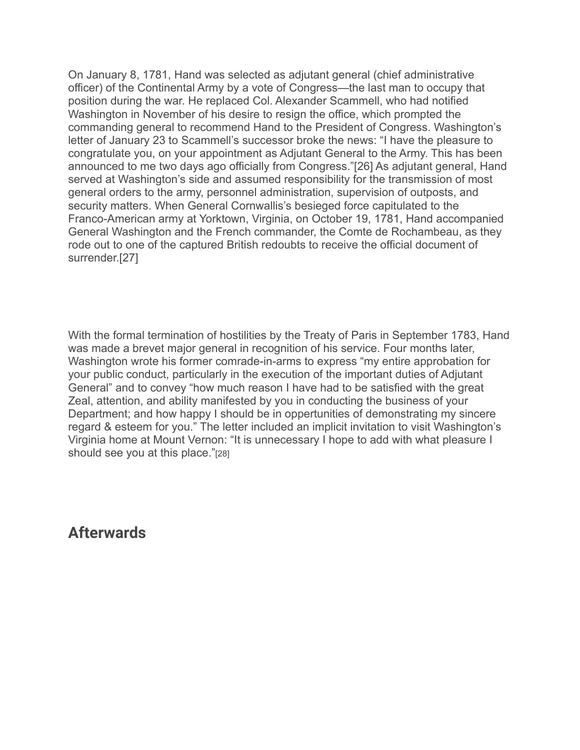On January 8, 1781, Hand was selected as adjutant general (chief administrative officer) of the Continental Army by a vote of Congress—the last man to occupy that position during the war. He replaced Col. Alexander Scammell, who had notified Washington in November of his desire to resign the office, which prompted the commanding general to recommend Hand to the President of Congress. Washington's letter of January 23 to Scammell's successor broke the news: "I have the pleasure to congratulate you, on your appointment as Adjutant General to the Army. This has been announced to me two days ago officially from Congress."[26] As adjutant general, Hand served at Washington's side and assumed responsibility for the transmission of most general orders to the army, personnel administration, supervision of outposts, and security matters. When General Cornwallis's besieged force capitulated to the Franco-American army at Yorktown, Virginia, on October 19, 1781, Hand accompanied General Washington and the French commander, the Comte de Rochambeau, as they rode out to one of the captured British redoubts to receive the official document of surrender.[27]

With the formal termination of hostilities by the Treaty of Paris in September 1783, Hand was made a brevet major general in recognition of his service. Four months later, Washington wrote his former comrade-in-arms to express "my entire approbation for your public conduct, particularly in the execution of the important duties of Adjutant General" and to convey "how much reason I have had to be satisfied with the great Zeal, attention, and ability manifested by you in conducting the business of your Department; and how happy I should be in oppertunities of demonstrating my sincere regard & esteem for you." The letter included an implicit invitation to visit Washington's Virginia home at Mount Vernon: "It is unnecessary I hope to add with what pleasure I should see you at this place."[28]

## Afterwards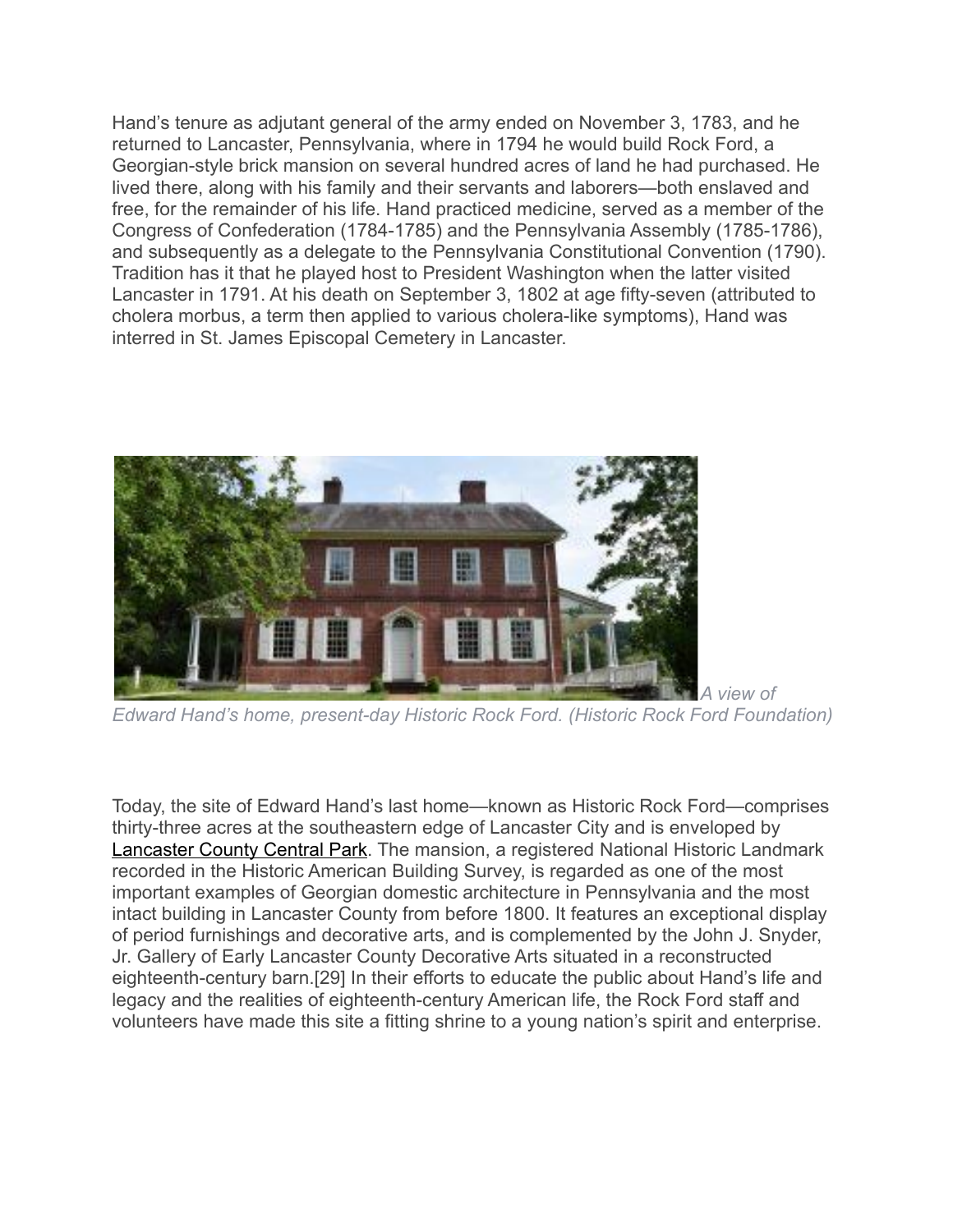Hand's tenure as adjutant general of the army ended on November 3, 1783, and he returned to Lancaster, Pennsylvania, where in 1794 he would build Rock Ford, a Georgian-style brick mansion on several hundred acres of land he had purchased. He lived there, along with his family and their servants and laborers—both enslaved and free, for the remainder of his life. Hand practiced medicine, served as a member of the Congress of Confederation (1784-1785) and the Pennsylvania Assembly (1785-1786), and subsequently as a delegate to the Pennsylvania Constitutional Convention (1790). Tradition has it that he played host to President Washington when the latter visited Lancaster in 1791. At his death on September 3, 1802 at age fifty-seven (attributed to cholera morbus, a term then applied to various cholera-like symptoms), Hand was interred in St. James Episcopal Cemetery in Lancaster.

*A view of Edward Hand's home, present-day Historic Rock Ford. (Historic Rock Ford Foundation)*

Today, the site of Edward Hand's last home—known as Historic Rock Ford—comprises thirty-three acres at the southeastern edge of Lancaster City and is enveloped by Lancaster County Central Park. The mansion, a registered National Historic Landmark recorded in the Historic American Building Survey, is regarded as one of the most important examples of Georgian domestic architecture in Pennsylvania and the most intact building in Lancaster County from before 1800. It features an exceptional display of period furnishings and decorative arts, and is complemented by the John J. Snyder, Jr. Gallery of Early Lancaster County Decorative Arts situated in a reconstructed eighteenth-century barn.[29] In their efforts to educate the public about Hand's life and legacy and the realities of eighteenth-century American life, the Rock Ford staff and volunteers have made this site a fitting shrine to a young nation's spirit and enterprise.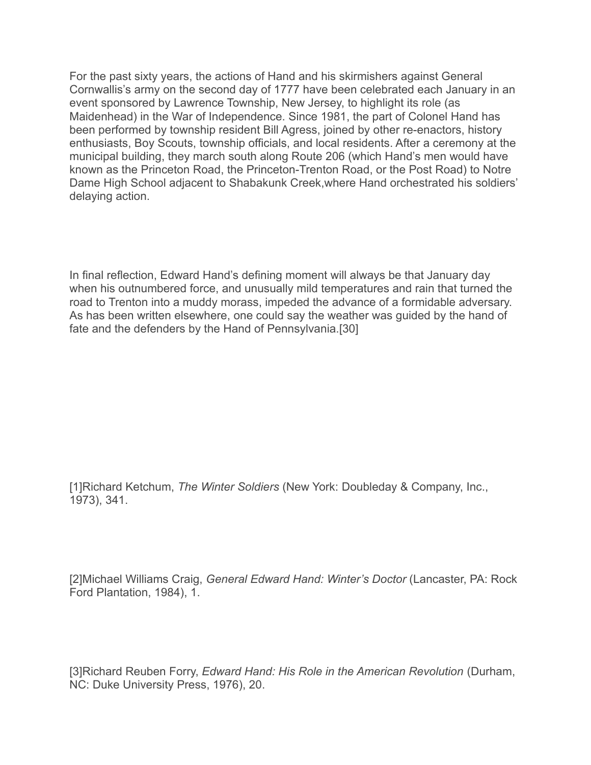For the past sixty years, the actions of Hand and his skirmishers against General Cornwallis's army on the second day of 1777 have been celebrated each January in an event sponsored by Lawrence Township, New Jersey, to highlight its role (as Maidenhead) in the War of Independence. Since 1981, the part of Colonel Hand has been performed by township resident Bill Agress, joined by other re-enactors, history enthusiasts, Boy Scouts, township officials, and local residents. After a ceremony at the municipal building, they march south along Route 206 (which Hand's men would have known as the Princeton Road, the Princeton-Trenton Road, or the Post Road) to Notre Dame High School adjacent to Shabakunk Creek,where Hand orchestrated his soldiers' delaying action.

In final reflection, Edward Hand's defining moment will always be that January day when his outnumbered force, and unusually mild temperatures and rain that turned the road to Trenton into a muddy morass, impeded the advance of a formidable adversary. As has been written elsewhere, one could say the weather was guided by the hand of fate and the defenders by the Hand of Pennsylvania.[30]

[1]Richard Ketchum, *The Winter Soldiers* (New York: Doubleday & Company, Inc., 1973), 341.

[2]Michael Williams Craig, *General Edward Hand: Winter's Doctor* (Lancaster, PA: Rock Ford Plantation, 1984), 1.

[3]Richard Reuben Forry, *Edward Hand: His Role in the American Revolution* (Durham, NC: Duke University Press, 1976), 20.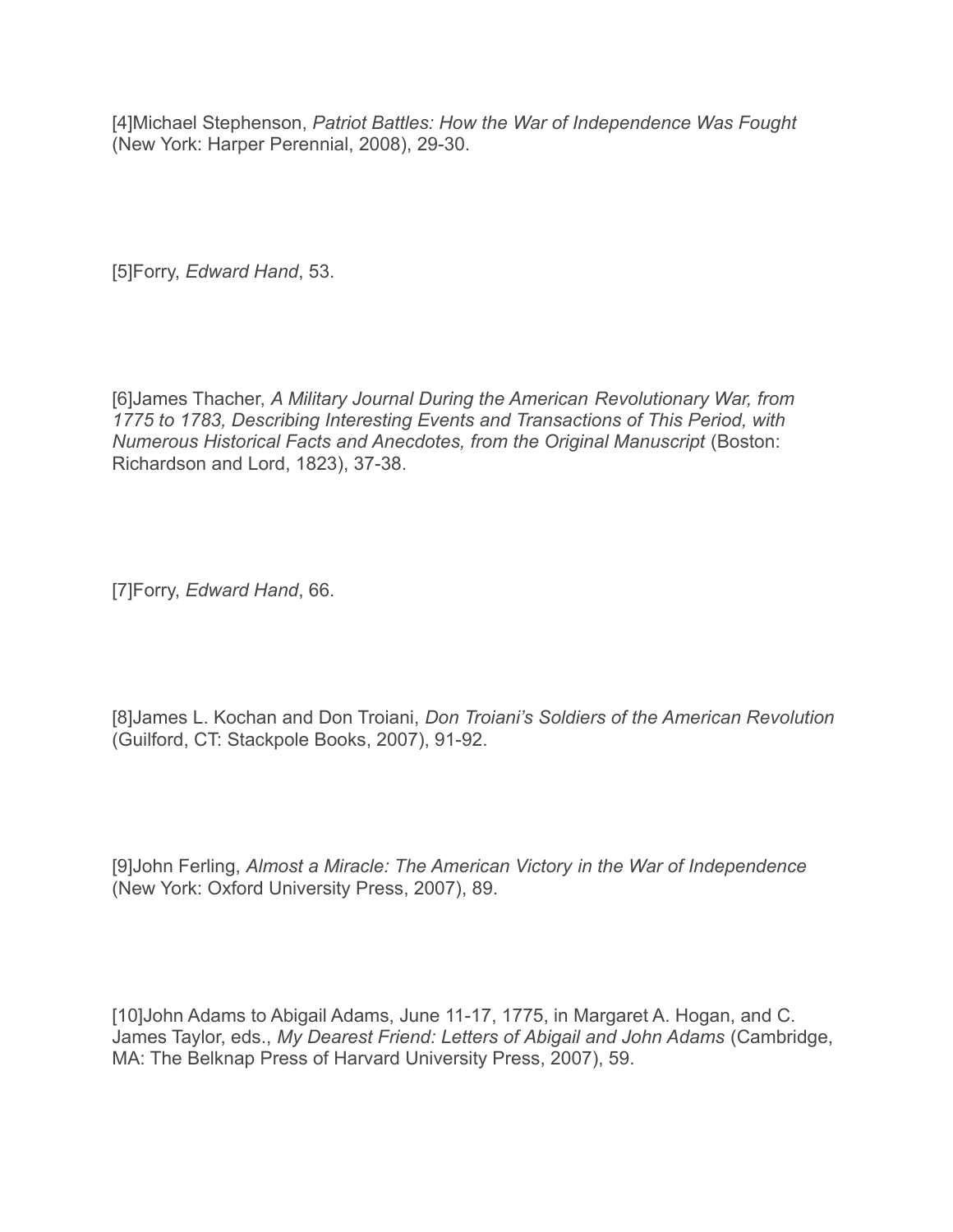[4]Michael Stephenson, *Patriot Battles: How the War of Independence Was Fought* (New York: Harper Perennial, 2008), 29-30.

[5]Forry, *Edward Hand*, 53.

[6]James Thacher, *A Military Journal During the American Revolutionary War, from 1775 to 1783, Describing Interesting Events and Transactions of This Period, with Numerous Historical Facts and Anecdotes, from the Original Manuscript* (Boston: Richardson and Lord, 1823), 37-38.

[7]Forry, *Edward Hand*, 66.

[8]James L. Kochan and Don Troiani, *Don Troiani's Soldiers of the American Revolution* (Guilford, CT: Stackpole Books, 2007), 91-92.

[9]John Ferling, *Almost a Miracle: The American Victory in the War of Independence* (New York: Oxford University Press, 2007), 89.

[10]John Adams to Abigail Adams, June 11-17, 1775, in Margaret A. Hogan, and C. James Taylor, eds., *My Dearest Friend: Letters of Abigail and John Adams* (Cambridge, MA: The Belknap Press of Harvard University Press, 2007), 59.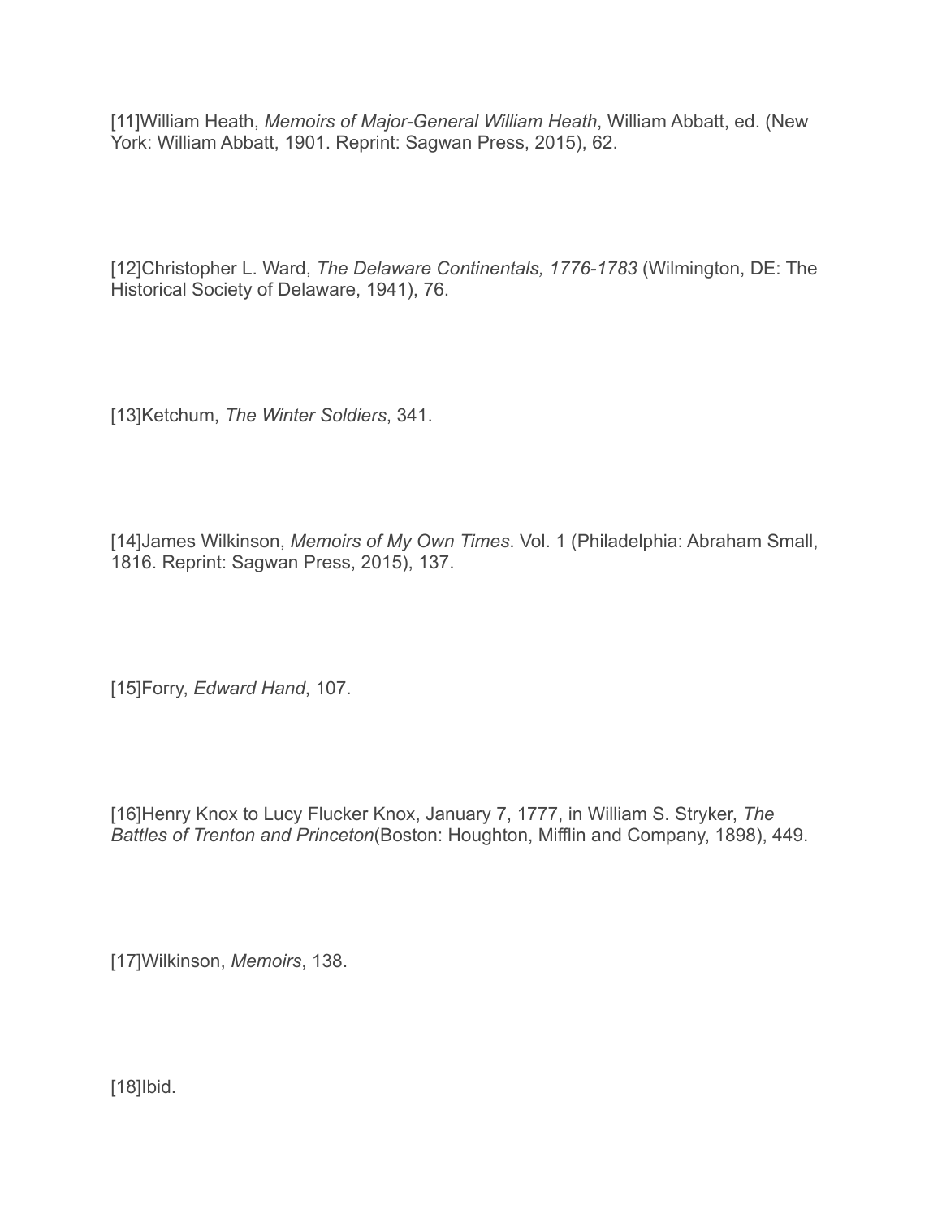[11]William Heath, *Memoirs of Major-General William Heath*, William Abbatt, ed. (New York: William Abbatt, 1901. Reprint: Sagwan Press, 2015), 62.

[12]Christopher L. Ward, *The Delaware Continentals, 1776-1783* (Wilmington, DE: The Historical Society of Delaware, 1941), 76.

[13]Ketchum, *The Winter Soldiers*, 341.

[14]James Wilkinson, *Memoirs of My Own Times*. Vol. 1 (Philadelphia: Abraham Small, 1816. Reprint: Sagwan Press, 2015), 137.

[15]Forry, *Edward Hand*, 107.

[16]Henry Knox to Lucy Flucker Knox, January 7, 1777, in William S. Stryker, *The Battles of Trenton and Princeton*(Boston: Houghton, Mifflin and Company, 1898), 449.

[17]Wilkinson, *Memoirs*, 138.

[18]Ibid.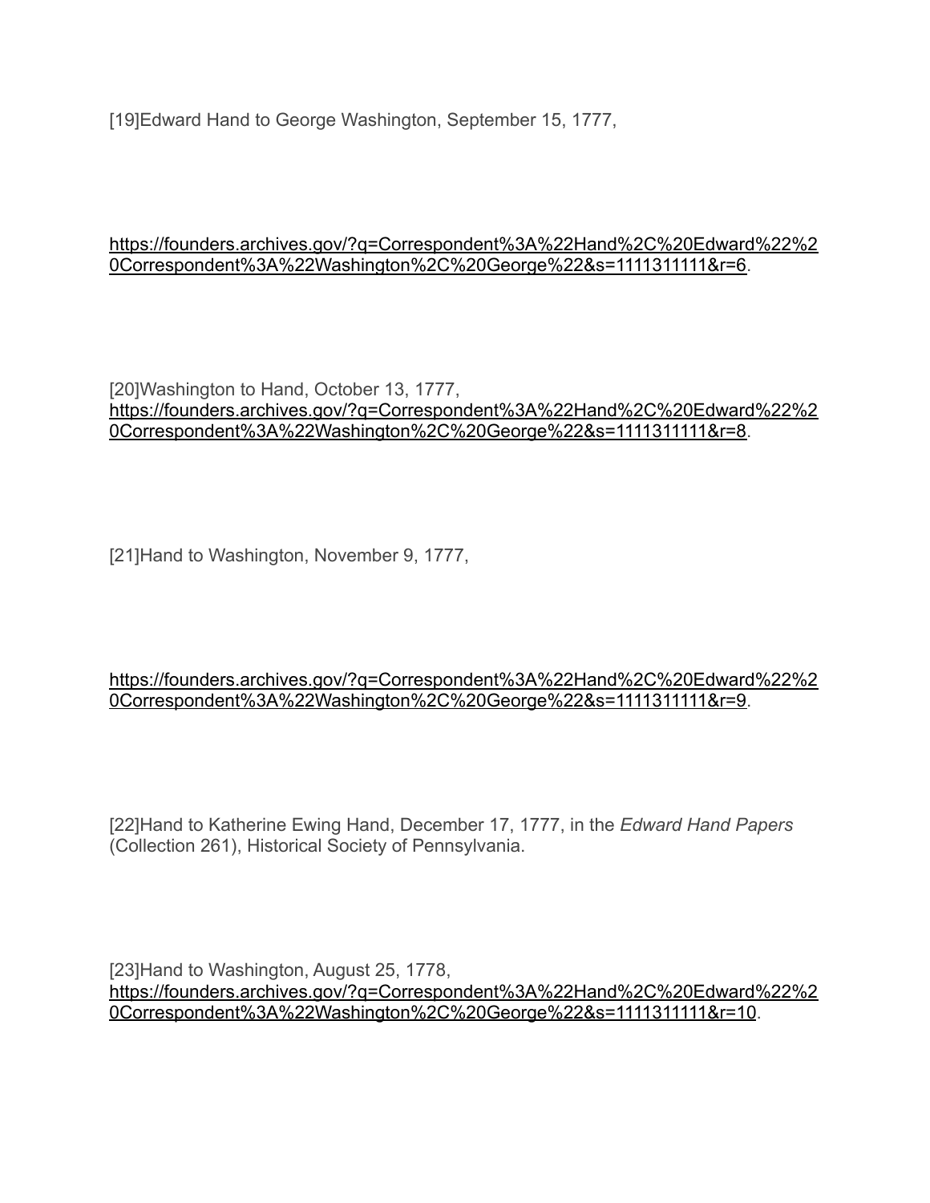[19]Edward Hand to George Washington, September 15, 1777,

https://founders.archives.gov/?q=Correspondent%3A%22Hand%2C%20Edward%22%20Correspondent%3A%22Washington%2C%20George%22&s=1111311111&r=6.

[20]Washington to Hand, October 13, 1777, https://founders.archives.gov/?q=Correspondent%3A%22Hand%2C%20Edward%22%20Correspondent%3A%22Washington%2C%20George%22&s=1111311111&r=8.

[21]Hand to Washington, November 9, 1777,

https://founders.archives.gov/?q=Correspondent%3A%22Hand%2C%20Edward%22%20Correspondent%3A%22Washington%2C%20George%22&s=1111311111&r=9.

[22]Hand to Katherine Ewing Hand, December 17, 1777, in the *Edward Hand Papers* (Collection 261), Historical Society of Pennsylvania.

[23]Hand to Washington, August 25, 1778, https://founders.archives.gov/?q=Correspondent%3A%22Hand%2C%20Edward%22%20Correspondent%3A%22Washington%2C%20George%22&s=1111311111&r=10.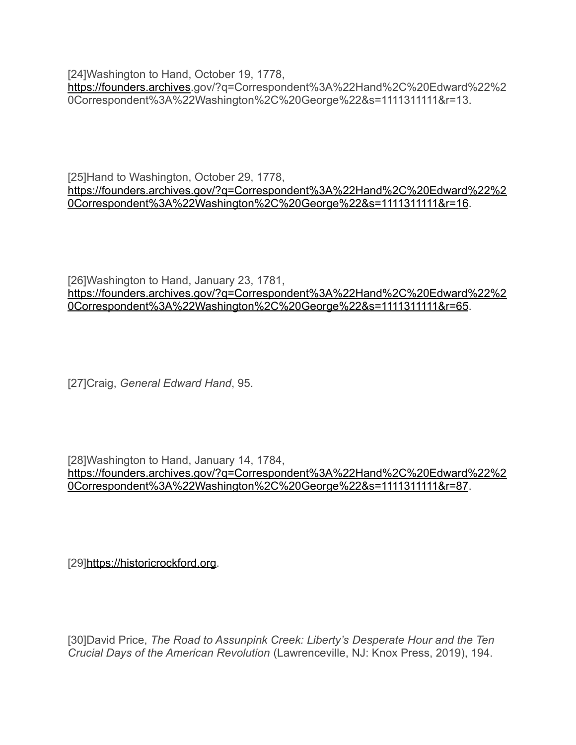[24]Washington to Hand, October 19, 1778, https://founders.archives.gov/?q=Correspondent%3A%22Hand%2C%20Edward%22%20Correspondent%3A%22Washington%2C%20George%22&s=1111311111&r=13.

[25]Hand to Washington, October 29, 1778, https://founders.archives.gov/?q=Correspondent%3A%22Hand%2C%20Edward%22%20Correspondent%3A%22Washington%2C%20George%22&s=1111311111&r=16.

[26]Washington to Hand, January 23, 1781, https://founders.archives.gov/?q=Correspondent%3A%22Hand%2C%20Edward%22%20Correspondent%3A%22Washington%2C%20George%22&s=1111311111&r=65.

[27]Craig, *General Edward Hand*, 95.

[28]Washington to Hand, January 14, 1784, https://founders.archives.gov/?q=Correspondent%3A%22Hand%2C%20Edward%22%20Correspondent%3A%22Washington%2C%20George%22&s=1111311111&r=87.

[29]https://historicrockford.org.

[30]David Price, *The Road to Assunpink Creek: Liberty's Desperate Hour and the Ten Crucial Days of the American Revolution* (Lawrenceville, NJ: Knox Press, 2019), 194.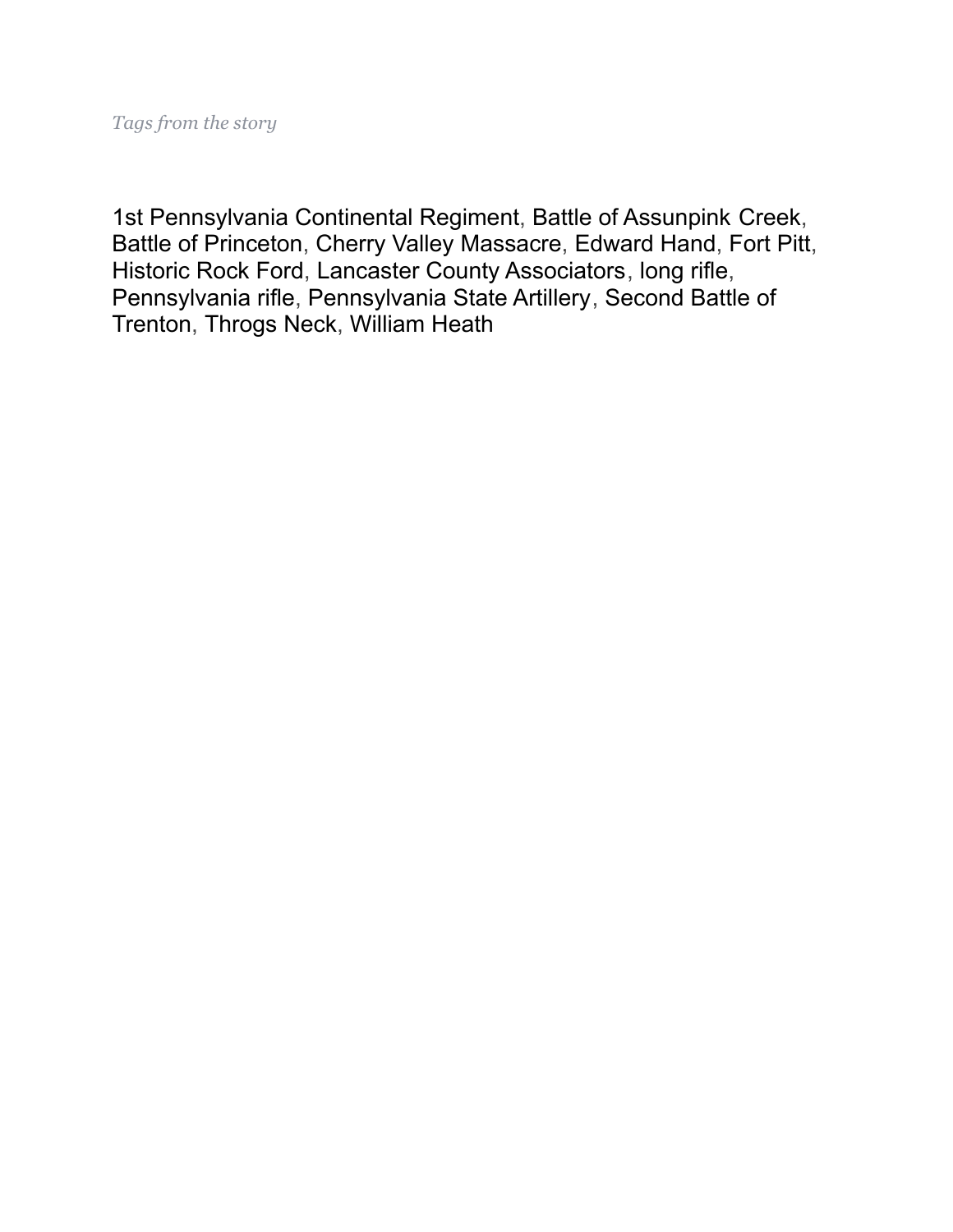*Tags from the story*

1st Pennsylvania Continental Regiment, Battle of Assunpink Creek, Battle of Princeton, Cherry Valley Massacre, Edward Hand, Fort Pitt, Historic Rock Ford, Lancaster County Associators, long rifle, Pennsylvania rifle, Pennsylvania State Artillery, Second Battle of Trenton, Throgs Neck, William Heath